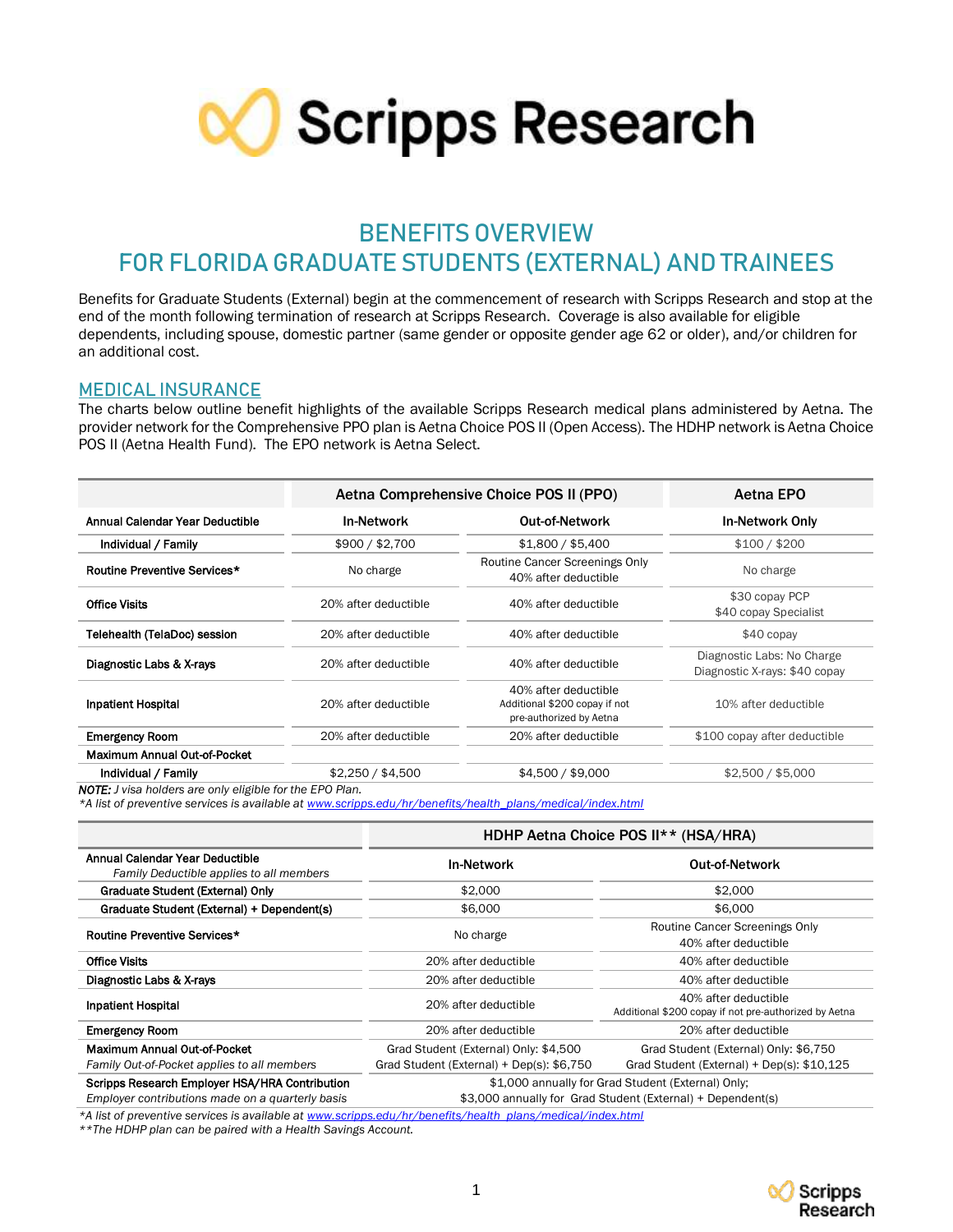# Scripps Research

## BENEFITS OVERVIEW
## FOR FLORIDA GRADUATE STUDENTS (EXTERNAL) AND TRAINEES

Benefits for Graduate Students (External) begin at the commencement of research with Scripps Research and stop at the end of the month following termination of research at Scripps Research. Coverage is also available for eligible dependents, including spouse, domestic partner (same gender or opposite gender age 62 or older), and/or children for an additional cost.

### MEDICAL INSURANCE

The charts below outline benefit highlights of the available Scripps Research medical plans administered by Aetna. The provider network for the Comprehensive PPO plan is Aetna Choice POS II (Open Access). The HDHP network is Aetna Choice POS II (Aetna Health Fund). The EPO network is Aetna Select.

| | Aetna Comprehensive Choice POS II (PPO) | | Aetna EPO |
|---|---|---|---|
| **Annual Calendar Year Deductible** | **In-Network** | **Out-of-Network** | **In-Network Only** |
| **Individual / Family** | $900 / $2,700 | $1,800 / $5,400 | $100 / $200 |
| **Routine Preventive Services*** | No charge | Routine Cancer Screenings Only 40% after deductible | No charge |
| **Office Visits** | 20% after deductible | 40% after deductible | $30 copay PCP $40 copay Specialist |
| **Telehealth (TelaDoc) session** | 20% after deductible | 40% after deductible | $40 copay |
| **Diagnostic Labs & X-rays** | 20% after deductible | 40% after deductible | Diagnostic Labs: No Charge Diagnostic X-rays: $40 copay |
| **Inpatient Hospital** | 20% after deductible | 40% after deductible Additional $200 copay if not pre-authorized by Aetna | 10% after deductible |
| **Emergency Room** | 20% after deductible | 20% after deductible | $100 copay after deductible |
| **Maximum Annual Out-of-Pocket** | | | |
| **Individual / Family** | $2,250 / $4,500 | $4,500 / $9,000 | $2,500 / $5,000 |

***NOTE:*** *J visa holders are only eligible for the EPO Plan.*
*\*A list of preventive services is available at [www.scripps.edu/hr/benefits/health_plans/medical/index.html](www.scripps.edu/hr/benefits/health_plans/medical/index.html)*

| | HDHP Aetna Choice POS II** (HSA/HRA) | |
|---|---|---|
| **Annual Calendar Year Deductible** *Family Deductible applies to all members* | **In-Network** | **Out-of-Network** |
| **Graduate Student (External) Only** | $2,000 | $2,000 |
| **Graduate Student (External) + Dependent(s)** | $6,000 | $6,000 |
| **Routine Preventive Services*** | No charge | Routine Cancer Screenings Only 40% after deductible |
| **Office Visits** | 20% after deductible | 40% after deductible |
| **Diagnostic Labs & X-rays** | 20% after deductible | 40% after deductible |
| **Inpatient Hospital** | 20% after deductible | 40% after deductible Additional $200 copay if not pre-authorized by Aetna |
| **Emergency Room** | 20% after deductible | 20% after deductible |
| **Maximum Annual Out-of-Pocket** *Family Out-of-Pocket applies to all members* | Grad Student (External) Only: $4,500 Grad Student (External) + Dep(s): $6,750 | Grad Student (External) Only: $6,750 Grad Student (External) + Dep(s): $10,125 |
| **Scripps Research Employer HSA/HRA Contribution** *Employer contributions made on a quarterly basis* | $1,000 annually for Grad Student (External) Only; $3,000 annually for Grad Student (External) + Dependent(s) | |

*\*A list of preventive services is available at [www.scripps.edu/hr/benefits/health_plans/medical/index.html](www.scripps.edu/hr/benefits/health_plans/medical/index.html)*
*\*\*The HDHP plan can be paired with a Health Savings Account.*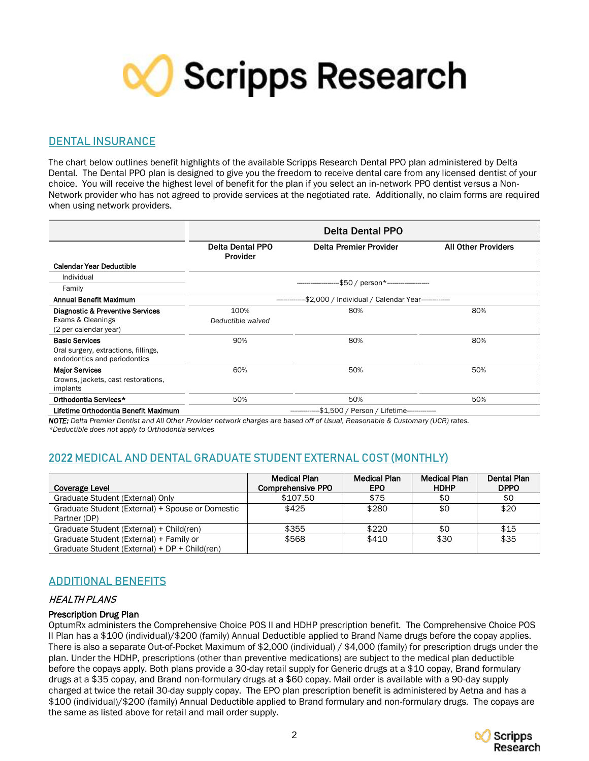## DENTAL INSURANCE

The chart below outlines benefit highlights of the available Scripps Research Dental PPO plan administered by Delta Dental. The Dental PPO plan is designed to give you the freedom to receive dental care from any licensed dentist of your choice. You will receive the highest level of benefit for the plan if you select an in-network PPO dentist versus a Non-Network provider who has not agreed to provide services at the negotiated rate. Additionally, no claim forms are required when using network providers.

| | Delta Dental PPO | | |
|---|---|---|---|
| | **Delta Dental PPO Provider** | **Delta Premier Provider** | **All Other Providers** |
| **Calendar Year Deductible** | | | |
| Individual | -$50 / person*- | | |
| Family | | | |
| **Annual Benefit Maximum** | -$2,000 / Individual / Calendar Year- | | |
| **Diagnostic & Preventive Services** Exams & Cleanings (2 per calendar year) | 100% *Deductible waived* | 80% | 80% |
| **Basic Services** Oral surgery, extractions, fillings, endodontics and periodontics | 90% | 80% | 80% |
| **Major Services** Crowns, jackets, cast restorations, implants | 60% | 50% | 50% |
| **Orthodontia Services*** | 50% | 50% | 50% |
| **Lifetime Orthodontia Benefit Maximum** | -$1,500 / Person / Lifetime- | | |

***NOTE:*** *Delta Premier Dentist and All Other Provider network charges are based off of Usual, Reasonable & Customary (UCR) rates.*
*\*Deductible does not apply to Orthodontia services*

## 2022 MEDICAL AND DENTAL GRADUATE STUDENT EXTERNAL COST (MONTHLY)

| Coverage Level | Medical Plan Comprehensive PPO | Medical Plan EPO | Medical Plan HDHP | Dental Plan DPPO |
|---|---|---|---|---|
| Graduate Student (External) Only | $107.50 | $75 | $0 | $0 |
| Graduate Student (External) + Spouse or Domestic Partner (DP) | $425 | $280 | $0 | $20 |
| Graduate Student (External) + Child(ren) | $355 | $220 | $0 | $15 |
| Graduate Student (External) + Family or Graduate Student (External) + DP + Child(ren) | $568 | $410 | $30 | $35 |

## ADDITIONAL BENEFITS

### *HEALTH PLANS*

**Prescription Drug Plan**

OptumRx administers the Comprehensive Choice POS II and HDHP prescription benefit. The Comprehensive Choice POS II Plan has a $100 (individual)/$200 (family) Annual Deductible applied to Brand Name drugs before the copay applies. There is also a separate Out-of-Pocket Maximum of $2,000 (individual) / $4,000 (family) for prescription drugs under the plan. Under the HDHP, prescriptions (other than preventive medications) are subject to the medical plan deductible before the copays apply. Both plans provide a 30-day retail supply for Generic drugs at a $10 copay, Brand formulary drugs at a $35 copay, and Brand non-formulary drugs at a $60 copay. Mail order is available with a 90-day supply charged at twice the retail 30-day supply copay. The EPO plan prescription benefit is administered by Aetna and has a $100 (individual)/$200 (family) Annual Deductible applied to Brand formulary and non-formulary drugs. The copays are the same as listed above for retail and mail order supply.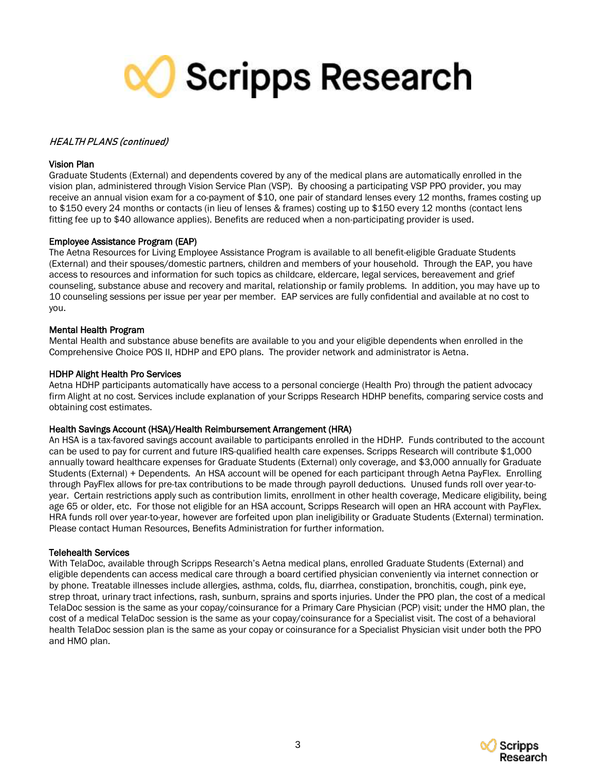*HEALTH PLANS (continued)*

**Vision Plan**
Graduate Students (External) and dependents covered by any of the medical plans are automatically enrolled in the vision plan, administered through Vision Service Plan (VSP). By choosing a participating VSP PPO provider, you may receive an annual vision exam for a co-payment of $10, one pair of standard lenses every 12 months, frames costing up to $150 every 24 months or contacts (in lieu of lenses & frames) costing up to $150 every 12 months (contact lens fitting fee up to $40 allowance applies). Benefits are reduced when a non-participating provider is used.

**Employee Assistance Program (EAP)**
The Aetna Resources for Living Employee Assistance Program is available to all benefit-eligible Graduate Students (External) and their spouses/domestic partners, children and members of your household. Through the EAP, you have access to resources and information for such topics as childcare, eldercare, legal services, bereavement and grief counseling, substance abuse and recovery and marital, relationship or family problems. In addition, you may have up to 10 counseling sessions per issue per year per member. EAP services are fully confidential and available at no cost to you.

**Mental Health Program**
Mental Health and substance abuse benefits are available to you and your eligible dependents when enrolled in the Comprehensive Choice POS II, HDHP and EPO plans. The provider network and administrator is Aetna.

**HDHP Alight Health Pro Services**
Aetna HDHP participants automatically have access to a personal concierge (Health Pro) through the patient advocacy firm Alight at no cost. Services include explanation of your Scripps Research HDHP benefits, comparing service costs and obtaining cost estimates.

**Health Savings Account (HSA)/Health Reimbursement Arrangement (HRA)**
An HSA is a tax-favored savings account available to participants enrolled in the HDHP. Funds contributed to the account can be used to pay for current and future IRS-qualified health care expenses. Scripps Research will contribute $1,000 annually toward healthcare expenses for Graduate Students (External) only coverage, and $3,000 annually for Graduate Students (External) + Dependents. An HSA account will be opened for each participant through Aetna PayFlex. Enrolling through PayFlex allows for pre-tax contributions to be made through payroll deductions. Unused funds roll over year-to-year. Certain restrictions apply such as contribution limits, enrollment in other health coverage, Medicare eligibility, being age 65 or older, etc. For those not eligible for an HSA account, Scripps Research will open an HRA account with PayFlex. HRA funds roll over year-to-year, however are forfeited upon plan ineligibility or Graduate Students (External) termination. Please contact Human Resources, Benefits Administration for further information.

**Telehealth Services**
With TelaDoc, available through Scripps Research's Aetna medical plans, enrolled Graduate Students (External) and eligible dependents can access medical care through a board certified physician conveniently via internet connection or by phone. Treatable illnesses include allergies, asthma, colds, flu, diarrhea, constipation, bronchitis, cough, pink eye, strep throat, urinary tract infections, rash, sunburn, sprains and sports injuries. Under the PPO plan, the cost of a medical TelaDoc session is the same as your copay/coinsurance for a Primary Care Physician (PCP) visit; under the HMO plan, the cost of a medical TelaDoc session is the same as your copay/coinsurance for a Specialist visit. The cost of a behavioral health TelaDoc session plan is the same as your copay or coinsurance for a Specialist Physician visit under both the PPO and HMO plan.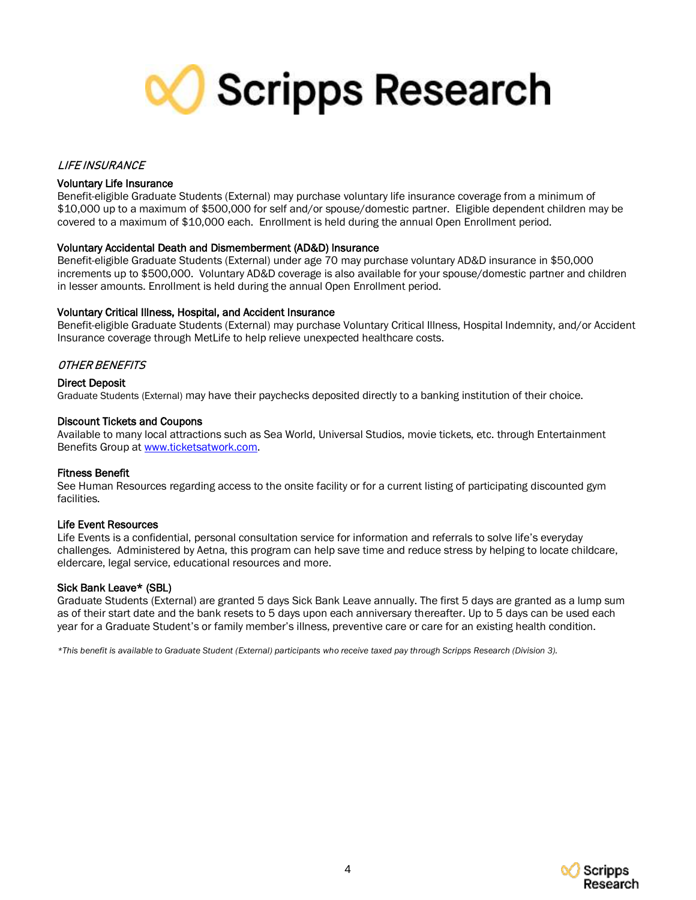## *LIFE INSURANCE*

**Voluntary Life Insurance**
Benefit-eligible Graduate Students (External) may purchase voluntary life insurance coverage from a minimum of $10,000 up to a maximum of $500,000 for self and/or spouse/domestic partner. Eligible dependent children may be covered to a maximum of $10,000 each. Enrollment is held during the annual Open Enrollment period.

**Voluntary Accidental Death and Dismemberment (AD&D) Insurance**
Benefit-eligible Graduate Students (External) under age 70 may purchase voluntary AD&D insurance in $50,000 increments up to $500,000. Voluntary AD&D coverage is also available for your spouse/domestic partner and children in lesser amounts. Enrollment is held during the annual Open Enrollment period.

**Voluntary Critical Illness, Hospital, and Accident Insurance**
Benefit-eligible Graduate Students (External) may purchase Voluntary Critical Illness, Hospital Indemnity, and/or Accident Insurance coverage through MetLife to help relieve unexpected healthcare costs.

## *OTHER BENEFITS*

**Direct Deposit**
Graduate Students (External) may have their paychecks deposited directly to a banking institution of their choice.

**Discount Tickets and Coupons**
Available to many local attractions such as Sea World, Universal Studios, movie tickets, etc. through Entertainment Benefits Group at [www.ticketsatwork.com](http://www.ticketsatwork.com).

**Fitness Benefit**
See Human Resources regarding access to the onsite facility or for a current listing of participating discounted gym facilities.

**Life Event Resources**
Life Events is a confidential, personal consultation service for information and referrals to solve life's everyday challenges. Administered by Aetna, this program can help save time and reduce stress by helping to locate childcare, eldercare, legal service, educational resources and more.

**Sick Bank Leave* (SBL)**
Graduate Students (External) are granted 5 days Sick Bank Leave annually. The first 5 days are granted as a lump sum as of their start date and the bank resets to 5 days upon each anniversary thereafter. Up to 5 days can be used each year for a Graduate Student's or family member's illness, preventive care or care for an existing health condition.

*\*This benefit is available to Graduate Student (External) participants who receive taxed pay through Scripps Research (Division 3).*